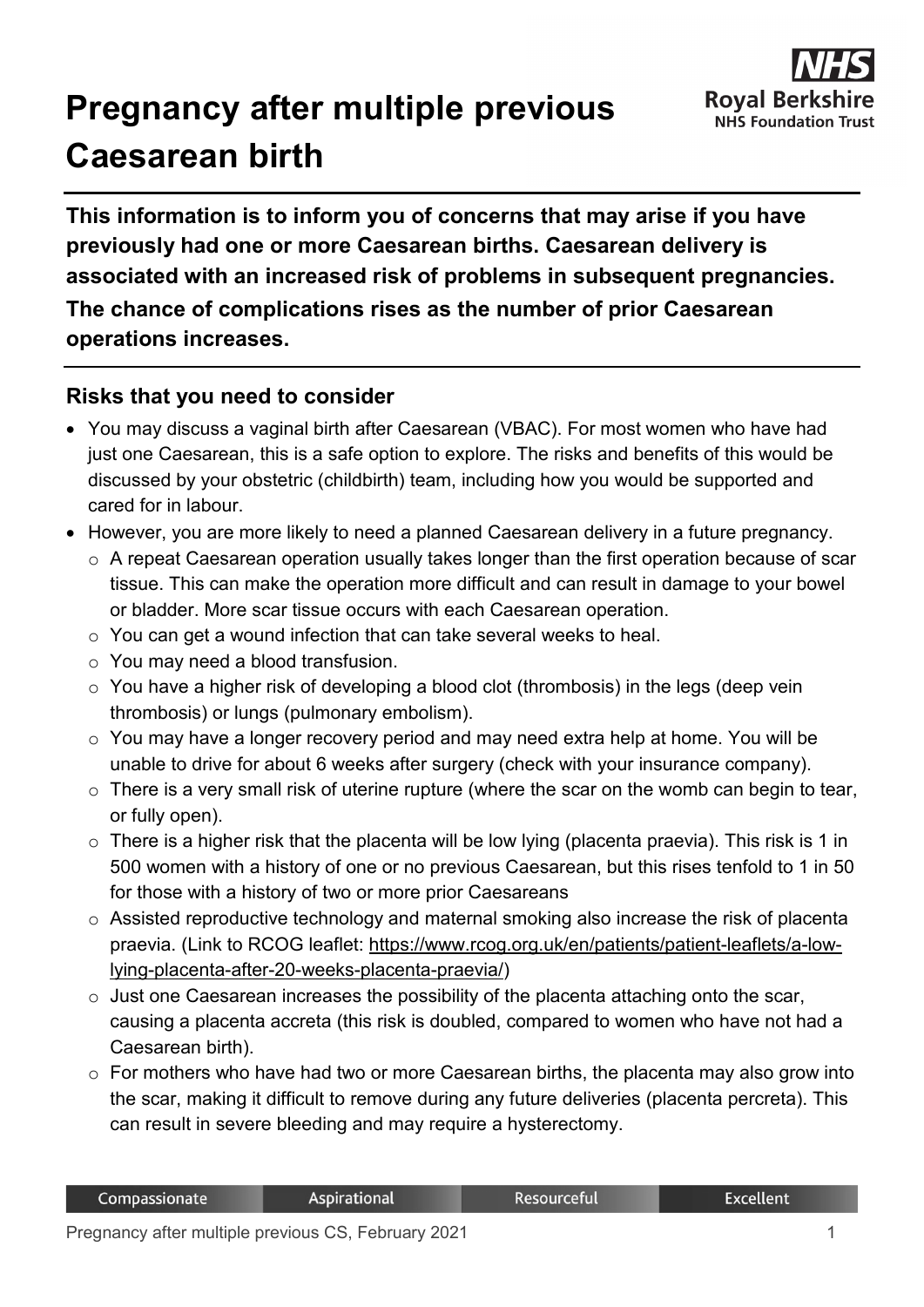# Pregnancy after multiple previous Caesarean birth

**This information is to inform you of concerns that may arise if you have previously had one or more Caesarean births. Caesarean delivery is associated with an increased risk of problems in subsequent pregnancies. The chance of complications rises as the number of prior Caesarean operations increases.**

## Risks that you need to consider

- You may discuss a vaginal birth after Caesarean (VBAC). For most women who have had just one Caesarean, this is a safe option to explore. The risks and benefits of this would be discussed by your obstetric (childbirth) team, including how you would be supported and cared for in labour.
- However, you are more likely to need a planned Caesarean delivery in a future pregnancy.
  - A repeat Caesarean operation usually takes longer than the first operation because of scar tissue. This can make the operation more difficult and can result in damage to your bowel or bladder. More scar tissue occurs with each Caesarean operation.
  - You can get a wound infection that can take several weeks to heal.
  - You may need a blood transfusion.
  - You have a higher risk of developing a blood clot (thrombosis) in the legs (deep vein thrombosis) or lungs (pulmonary embolism).
  - You may have a longer recovery period and may need extra help at home. You will be unable to drive for about 6 weeks after surgery (check with your insurance company).
  - There is a very small risk of uterine rupture (where the scar on the womb can begin to tear, or fully open).
  - There is a higher risk that the placenta will be low lying (placenta praevia). This risk is 1 in 500 women with a history of one or no previous Caesarean, but this rises tenfold to 1 in 50 for those with a history of two or more prior Caesareans
  - Assisted reproductive technology and maternal smoking also increase the risk of placenta praevia. (Link to RCOG leaflet: https://www.rcog.org.uk/en/patients/patient-leaflets/a-low-lying-placenta-after-20-weeks-placenta-praevia/)
  - Just one Caesarean increases the possibility of the placenta attaching onto the scar, causing a placenta accreta (this risk is doubled, compared to women who have not had a Caesarean birth).
  - For mothers who have had two or more Caesarean births, the placenta may also grow into the scar, making it difficult to remove during any future deliveries (placenta percreta). This can result in severe bleeding and may require a hysterectomy.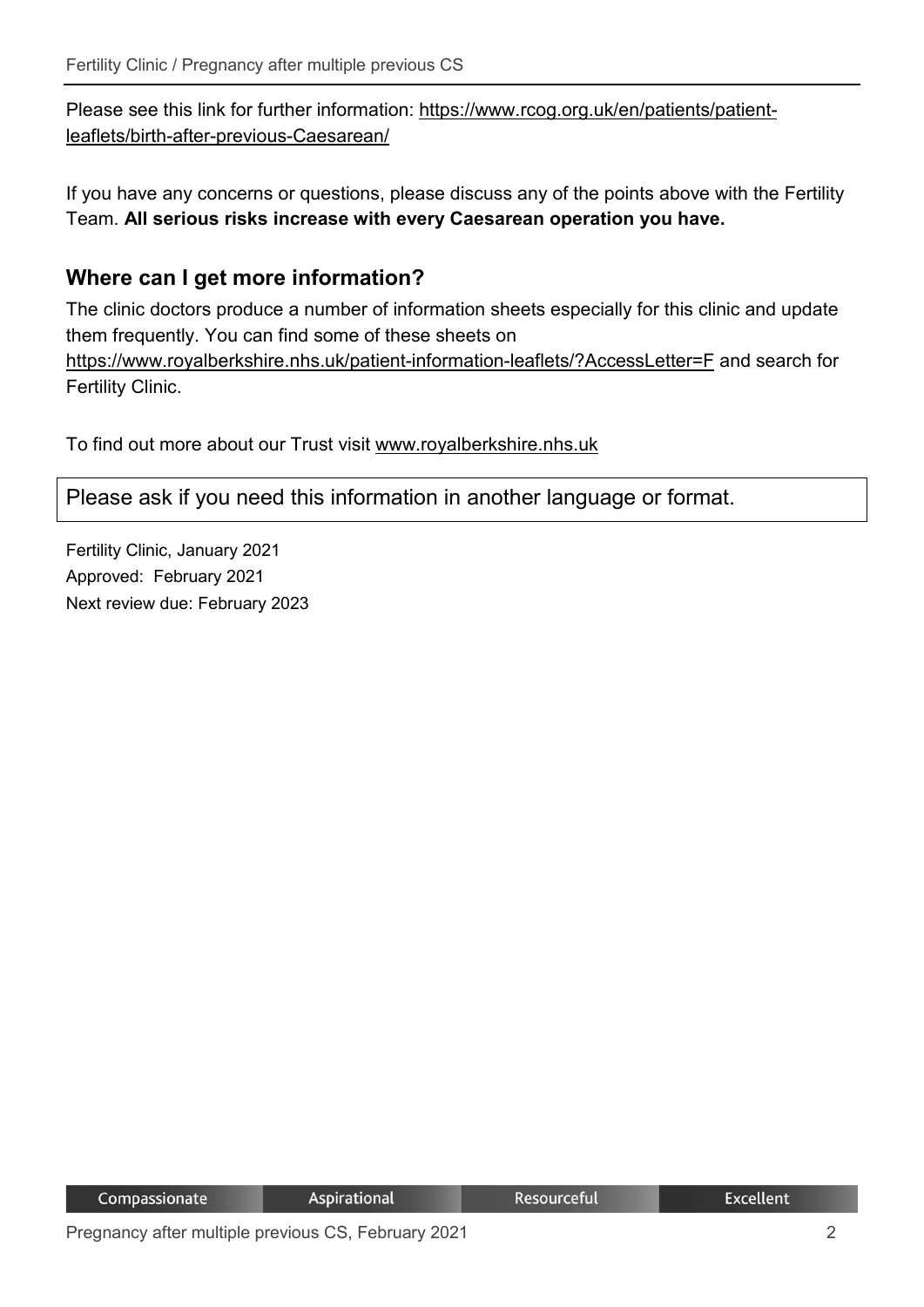Please see this link for further information: https://www.rcog.org.uk/en/patients/patient-leaflets/birth-after-previous-Caesarean/

If you have any concerns or questions, please discuss any of the points above with the Fertility Team. **All serious risks increase with every Caesarean operation you have.**

## Where can I get more information?

The clinic doctors produce a number of information sheets especially for this clinic and update them frequently. You can find some of these sheets on https://www.royalberkshire.nhs.uk/patient-information-leaflets/?AccessLetter=F and search for Fertility Clinic.

To find out more about our Trust visit www.royalberkshire.nhs.uk

Please ask if you need this information in another language or format.

Fertility Clinic, January 2021
Approved: February 2021
Next review due: February 2023